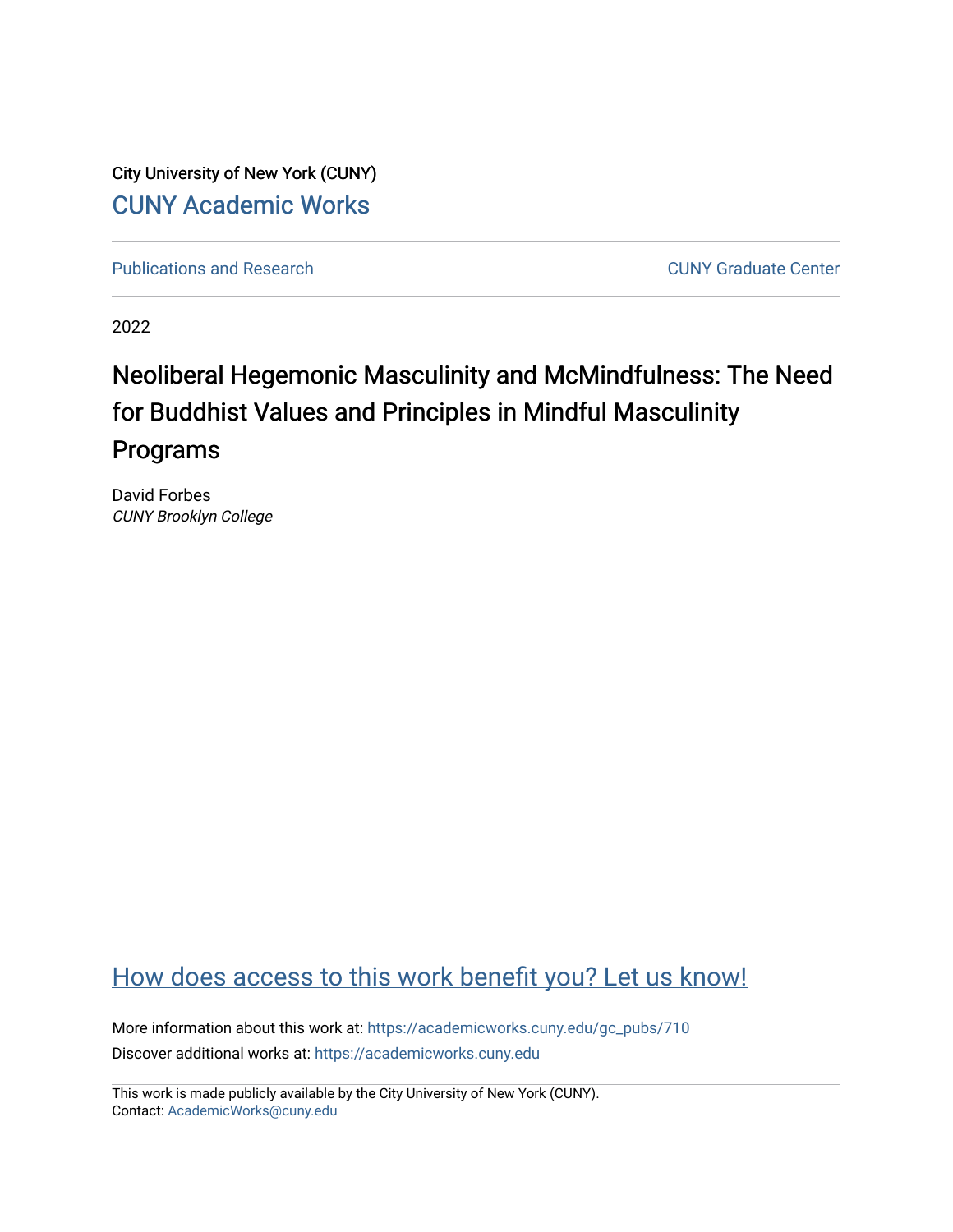City University of New York (CUNY)

CUNY Academic Works

Publications and Research

CUNY Graduate Center

2022

# Neoliberal Hegemonic Masculinity and McMindfulness: The Need for Buddhist Values and Principles in Mindful Masculinity Programs

David Forbes
*CUNY Brooklyn College*

How does access to this work benefit you? Let us know!

More information about this work at: https://academicworks.cuny.edu/gc_pubs/710

Discover additional works at: https://academicworks.cuny.edu

This work is made publicly available by the City University of New York (CUNY).
Contact: AcademicWorks@cuny.edu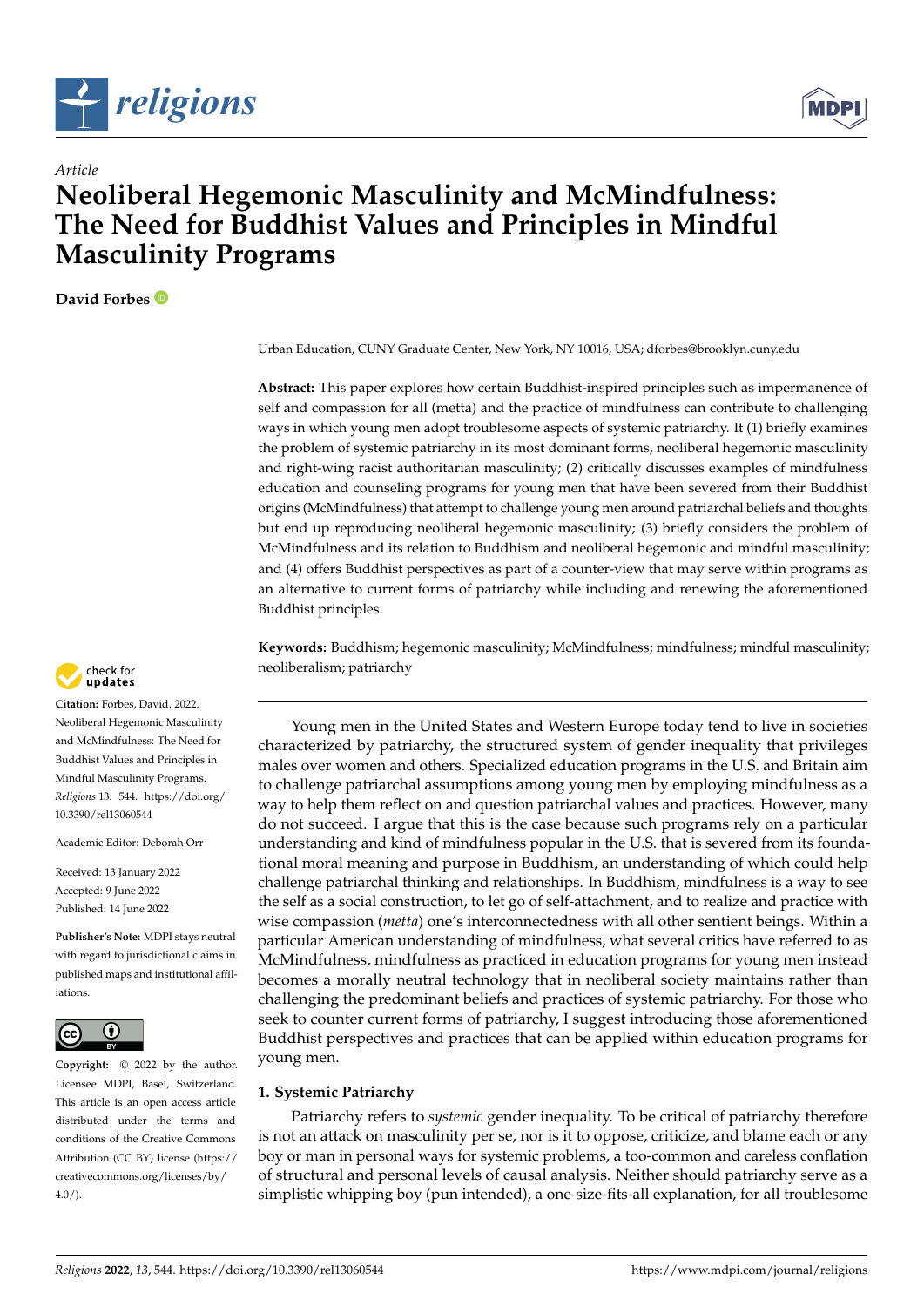## Article

# Neoliberal Hegemonic Masculinity and McMindfulness: The Need for Buddhist Values and Principles in Mindful Masculinity Programs

**David Forbes**

Urban Education, CUNY Graduate Center, New York, NY 10016, USA; dforbes@brooklyn.cuny.edu

**Abstract:** This paper explores how certain Buddhist-inspired principles such as impermanence of self and compassion for all (metta) and the practice of mindfulness can contribute to challenging ways in which young men adopt troublesome aspects of systemic patriarchy. It (1) briefly examines the problem of systemic patriarchy in its most dominant forms, neoliberal hegemonic masculinity and right-wing racist authoritarian masculinity; (2) critically discusses examples of mindfulness education and counseling programs for young men that have been severed from their Buddhist origins (McMindfulness) that attempt to challenge young men around patriarchal beliefs and thoughts but end up reproducing neoliberal hegemonic masculinity; (3) briefly considers the problem of McMindfulness and its relation to Buddhism and neoliberal hegemonic and mindful masculinity; and (4) offers Buddhist perspectives as part of a counter-view that may serve within programs as an alternative to current forms of patriarchy while including and renewing the aforementioned Buddhist principles.

**Keywords:** Buddhism; hegemonic masculinity; McMindfulness; mindfulness; mindful masculinity; neoliberalism; patriarchy

**Citation:** Forbes, David. 2022. Neoliberal Hegemonic Masculinity and McMindfulness: The Need for Buddhist Values and Principles in Mindful Masculinity Programs. *Religions* 13: 544. https://doi.org/10.3390/rel13060544

Academic Editor: Deborah Orr

Received: 13 January 2022
Accepted: 9 June 2022
Published: 14 June 2022

**Publisher's Note:** MDPI stays neutral with regard to jurisdictional claims in published maps and institutional affiliations.

**Copyright:** © 2022 by the author. Licensee MDPI, Basel, Switzerland. This article is an open access article distributed under the terms and conditions of the Creative Commons Attribution (CC BY) license (https://creativecommons.org/licenses/by/4.0/).

Young men in the United States and Western Europe today tend to live in societies characterized by patriarchy, the structured system of gender inequality that privileges males over women and others. Specialized education programs in the U.S. and Britain aim to challenge patriarchal assumptions among young men by employing mindfulness as a way to help them reflect on and question patriarchal values and practices. However, many do not succeed. I argue that this is the case because such programs rely on a particular understanding and kind of mindfulness popular in the U.S. that is severed from its foundational moral meaning and purpose in Buddhism, an understanding of which could help challenge patriarchal thinking and relationships. In Buddhism, mindfulness is a way to see the self as a social construction, to let go of self-attachment, and to realize and practice with wise compassion (*metta*) one's interconnectedness with all other sentient beings. Within a particular American understanding of mindfulness, what several critics have referred to as McMindfulness, mindfulness as practiced in education programs for young men instead becomes a morally neutral technology that in neoliberal society maintains rather than challenging the predominant beliefs and practices of systemic patriarchy. For those who seek to counter current forms of patriarchy, I suggest introducing those aforementioned Buddhist perspectives and practices that can be applied within education programs for young men.

## 1. Systemic Patriarchy

Patriarchy refers to *systemic* gender inequality. To be critical of patriarchy therefore is not an attack on masculinity per se, nor is it to oppose, criticize, and blame each or any boy or man in personal ways for systemic problems, a too-common and careless conflation of structural and personal levels of causal analysis. Neither should patriarchy serve as a simplistic whipping boy (pun intended), a one-size-fits-all explanation, for all troublesome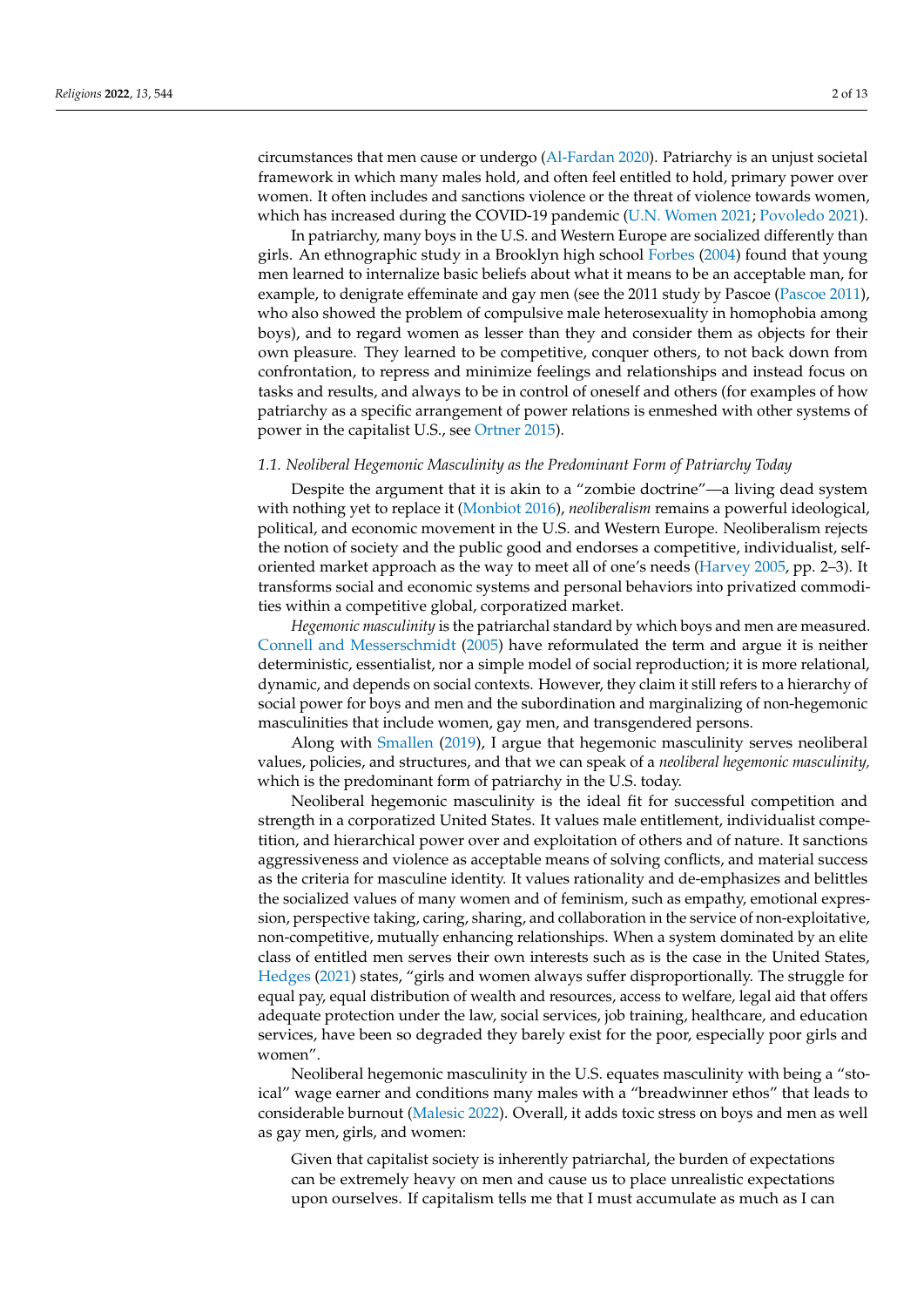circumstances that men cause or undergo (Al-Fardan 2020). Patriarchy is an unjust societal framework in which many males hold, and often feel entitled to hold, primary power over women. It often includes and sanctions violence or the threat of violence towards women, which has increased during the COVID-19 pandemic (U.N. Women 2021; Povoledo 2021).

In patriarchy, many boys in the U.S. and Western Europe are socialized differently than girls. An ethnographic study in a Brooklyn high school Forbes (2004) found that young men learned to internalize basic beliefs about what it means to be an acceptable man, for example, to denigrate effeminate and gay men (see the 2011 study by Pascoe (Pascoe 2011), who also showed the problem of compulsive male heterosexuality in homophobia among boys), and to regard women as lesser than they and consider them as objects for their own pleasure. They learned to be competitive, conquer others, to not back down from confrontation, to repress and minimize feelings and relationships and instead focus on tasks and results, and always to be in control of oneself and others (for examples of how patriarchy as a specific arrangement of power relations is enmeshed with other systems of power in the capitalist U.S., see Ortner 2015).

### *1.1. Neoliberal Hegemonic Masculinity as the Predominant Form of Patriarchy Today*

Despite the argument that it is akin to a "zombie doctrine"—a living dead system with nothing yet to replace it (Monbiot 2016), *neoliberalism* remains a powerful ideological, political, and economic movement in the U.S. and Western Europe. Neoliberalism rejects the notion of society and the public good and endorses a competitive, individualist, self-oriented market approach as the way to meet all of one's needs (Harvey 2005, pp. 2–3). It transforms social and economic systems and personal behaviors into privatized commodities within a competitive global, corporatized market.

*Hegemonic masculinity* is the patriarchal standard by which boys and men are measured. Connell and Messerschmidt (2005) have reformulated the term and argue it is neither deterministic, essentialist, nor a simple model of social reproduction; it is more relational, dynamic, and depends on social contexts. However, they claim it still refers to a hierarchy of social power for boys and men and the subordination and marginalizing of non-hegemonic masculinities that include women, gay men, and transgendered persons.

Along with Smallen (2019), I argue that hegemonic masculinity serves neoliberal values, policies, and structures, and that we can speak of a *neoliberal hegemonic masculinity,* which is the predominant form of patriarchy in the U.S. today.

Neoliberal hegemonic masculinity is the ideal fit for successful competition and strength in a corporatized United States. It values male entitlement, individualist competition, and hierarchical power over and exploitation of others and of nature. It sanctions aggressiveness and violence as acceptable means of solving conflicts, and material success as the criteria for masculine identity. It values rationality and de-emphasizes and belittles the socialized values of many women and of feminism, such as empathy, emotional expression, perspective taking, caring, sharing, and collaboration in the service of non-exploitative, non-competitive, mutually enhancing relationships. When a system dominated by an elite class of entitled men serves their own interests such as is the case in the United States, Hedges (2021) states, "girls and women always suffer disproportionally. The struggle for equal pay, equal distribution of wealth and resources, access to welfare, legal aid that offers adequate protection under the law, social services, job training, healthcare, and education services, have been so degraded they barely exist for the poor, especially poor girls and women".

Neoliberal hegemonic masculinity in the U.S. equates masculinity with being a "stoical" wage earner and conditions many males with a "breadwinner ethos" that leads to considerable burnout (Malesic 2022). Overall, it adds toxic stress on boys and men as well as gay men, girls, and women:

> Given that capitalist society is inherently patriarchal, the burden of expectations can be extremely heavy on men and cause us to place unrealistic expectations upon ourselves. If capitalism tells me that I must accumulate as much as I can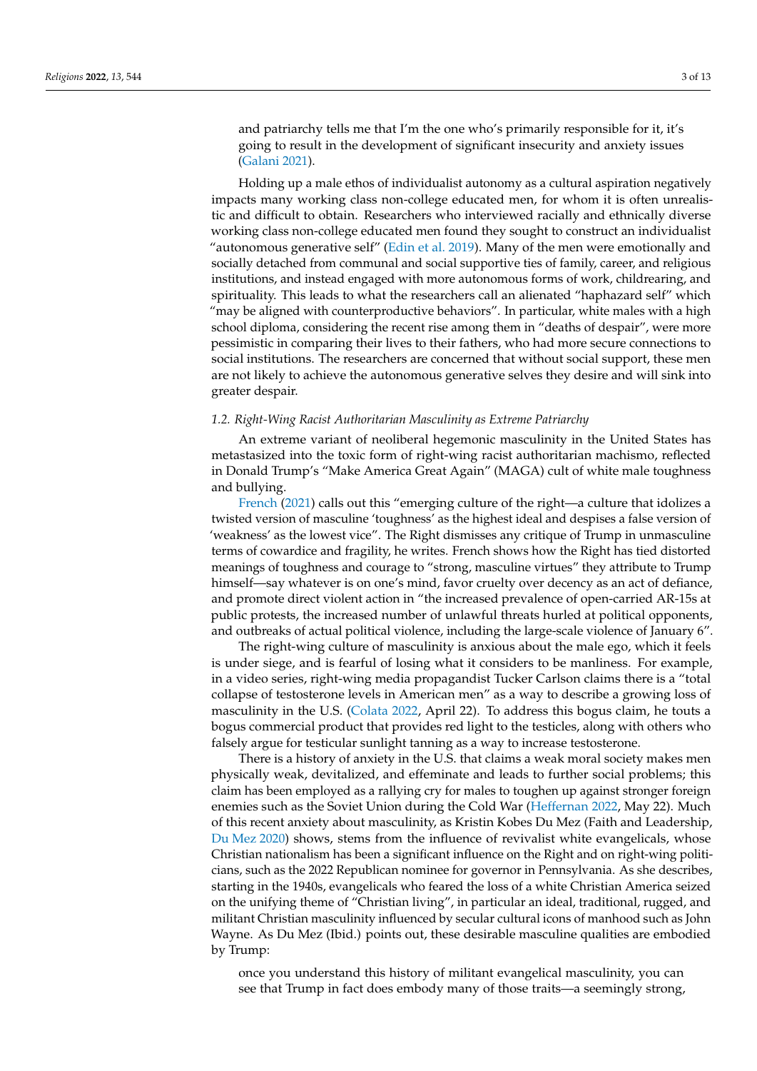and patriarchy tells me that I'm the one who's primarily responsible for it, it's going to result in the development of significant insecurity and anxiety issues (Galani 2021).

Holding up a male ethos of individualist autonomy as a cultural aspiration negatively impacts many working class non-college educated men, for whom it is often unrealistic and difficult to obtain. Researchers who interviewed racially and ethnically diverse working class non-college educated men found they sought to construct an individualist "autonomous generative self" (Edin et al. 2019). Many of the men were emotionally and socially detached from communal and social supportive ties of family, career, and religious institutions, and instead engaged with more autonomous forms of work, childrearing, and spirituality. This leads to what the researchers call an alienated "haphazard self" which "may be aligned with counterproductive behaviors". In particular, white males with a high school diploma, considering the recent rise among them in "deaths of despair", were more pessimistic in comparing their lives to their fathers, who had more secure connections to social institutions. The researchers are concerned that without social support, these men are not likely to achieve the autonomous generative selves they desire and will sink into greater despair.

### *1.2. Right-Wing Racist Authoritarian Masculinity as Extreme Patriarchy*

An extreme variant of neoliberal hegemonic masculinity in the United States has metastasized into the toxic form of right-wing racist authoritarian machismo, reflected in Donald Trump's "Make America Great Again" (MAGA) cult of white male toughness and bullying.

French (2021) calls out this "emerging culture of the right—a culture that idolizes a twisted version of masculine 'toughness' as the highest ideal and despises a false version of 'weakness' as the lowest vice". The Right dismisses any critique of Trump in unmasculine terms of cowardice and fragility, he writes. French shows how the Right has tied distorted meanings of toughness and courage to "strong, masculine virtues" they attribute to Trump himself—say whatever is on one's mind, favor cruelty over decency as an act of defiance, and promote direct violent action in "the increased prevalence of open-carried AR-15s at public protests, the increased number of unlawful threats hurled at political opponents, and outbreaks of actual political violence, including the large-scale violence of January 6".

The right-wing culture of masculinity is anxious about the male ego, which it feels is under siege, and is fearful of losing what it considers to be manliness. For example, in a video series, right-wing media propagandist Tucker Carlson claims there is a "total collapse of testosterone levels in American men" as a way to describe a growing loss of masculinity in the U.S. (Colata 2022, April 22). To address this bogus claim, he touts a bogus commercial product that provides red light to the testicles, along with others who falsely argue for testicular sunlight tanning as a way to increase testosterone.

There is a history of anxiety in the U.S. that claims a weak moral society makes men physically weak, devitalized, and effeminate and leads to further social problems; this claim has been employed as a rallying cry for males to toughen up against stronger foreign enemies such as the Soviet Union during the Cold War (Heffernan 2022, May 22). Much of this recent anxiety about masculinity, as Kristin Kobes Du Mez (Faith and Leadership, Du Mez 2020) shows, stems from the influence of revivalist white evangelicals, whose Christian nationalism has been a significant influence on the Right and on right-wing politicians, such as the 2022 Republican nominee for governor in Pennsylvania. As she describes, starting in the 1940s, evangelicals who feared the loss of a white Christian America seized on the unifying theme of "Christian living", in particular an ideal, traditional, rugged, and militant Christian masculinity influenced by secular cultural icons of manhood such as John Wayne. As Du Mez (Ibid.) points out, these desirable masculine qualities are embodied by Trump:

> once you understand this history of militant evangelical masculinity, you can see that Trump in fact does embody many of those traits—a seemingly strong,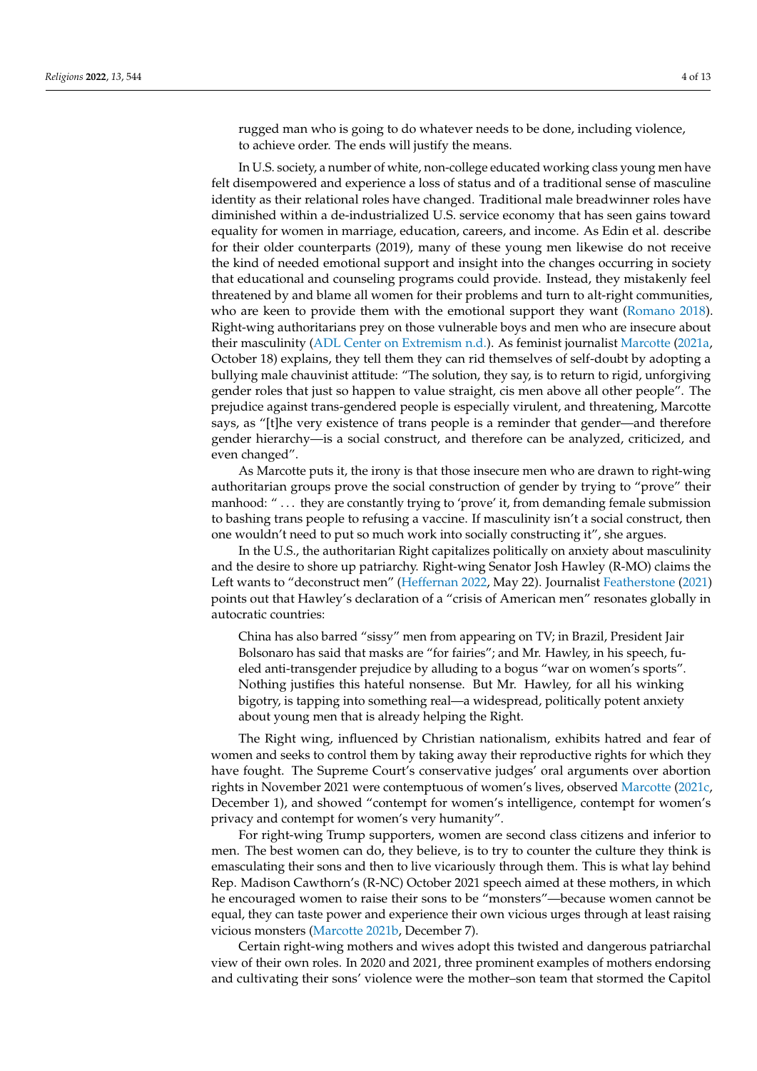rugged man who is going to do whatever needs to be done, including violence, to achieve order. The ends will justify the means.

In U.S. society, a number of white, non-college educated working class young men have felt disempowered and experience a loss of status and of a traditional sense of masculine identity as their relational roles have changed. Traditional male breadwinner roles have diminished within a de-industrialized U.S. service economy that has seen gains toward equality for women in marriage, education, careers, and income. As Edin et al. describe for their older counterparts (2019), many of these young men likewise do not receive the kind of needed emotional support and insight into the changes occurring in society that educational and counseling programs could provide. Instead, they mistakenly feel threatened by and blame all women for their problems and turn to alt-right communities, who are keen to provide them with the emotional support they want (Romano 2018). Right-wing authoritarians prey on those vulnerable boys and men who are insecure about their masculinity (ADL Center on Extremism n.d.). As feminist journalist Marcotte (2021a, October 18) explains, they tell them they can rid themselves of self-doubt by adopting a bullying male chauvinist attitude: "The solution, they say, is to return to rigid, unforgiving gender roles that just so happen to value straight, cis men above all other people". The prejudice against trans-gendered people is especially virulent, and threatening, Marcotte says, as "[t]he very existence of trans people is a reminder that gender—and therefore gender hierarchy—is a social construct, and therefore can be analyzed, criticized, and even changed".

As Marcotte puts it, the irony is that those insecure men who are drawn to right-wing authoritarian groups prove the social construction of gender by trying to "prove" their manhood: " ... they are constantly trying to 'prove' it, from demanding female submission to bashing trans people to refusing a vaccine. If masculinity isn't a social construct, then one wouldn't need to put so much work into socially constructing it", she argues.

In the U.S., the authoritarian Right capitalizes politically on anxiety about masculinity and the desire to shore up patriarchy. Right-wing Senator Josh Hawley (R-MO) claims the Left wants to "deconstruct men" (Heffernan 2022, May 22). Journalist Featherstone (2021) points out that Hawley's declaration of a "crisis of American men" resonates globally in autocratic countries:

> China has also barred "sissy" men from appearing on TV; in Brazil, President Jair Bolsonaro has said that masks are "for fairies"; and Mr. Hawley, in his speech, fueled anti-transgender prejudice by alluding to a bogus "war on women's sports". Nothing justifies this hateful nonsense. But Mr. Hawley, for all his winking bigotry, is tapping into something real—a widespread, politically potent anxiety about young men that is already helping the Right.

The Right wing, influenced by Christian nationalism, exhibits hatred and fear of women and seeks to control them by taking away their reproductive rights for which they have fought. The Supreme Court's conservative judges' oral arguments over abortion rights in November 2021 were contemptuous of women's lives, observed Marcotte (2021c, December 1), and showed "contempt for women's intelligence, contempt for women's privacy and contempt for women's very humanity".

For right-wing Trump supporters, women are second class citizens and inferior to men. The best women can do, they believe, is to try to counter the culture they think is emasculating their sons and then to live vicariously through them. This is what lay behind Rep. Madison Cawthorn's (R-NC) October 2021 speech aimed at these mothers, in which he encouraged women to raise their sons to be "monsters"—because women cannot be equal, they can taste power and experience their own vicious urges through at least raising vicious monsters (Marcotte 2021b, December 7).

Certain right-wing mothers and wives adopt this twisted and dangerous patriarchal view of their own roles. In 2020 and 2021, three prominent examples of mothers endorsing and cultivating their sons' violence were the mother–son team that stormed the Capitol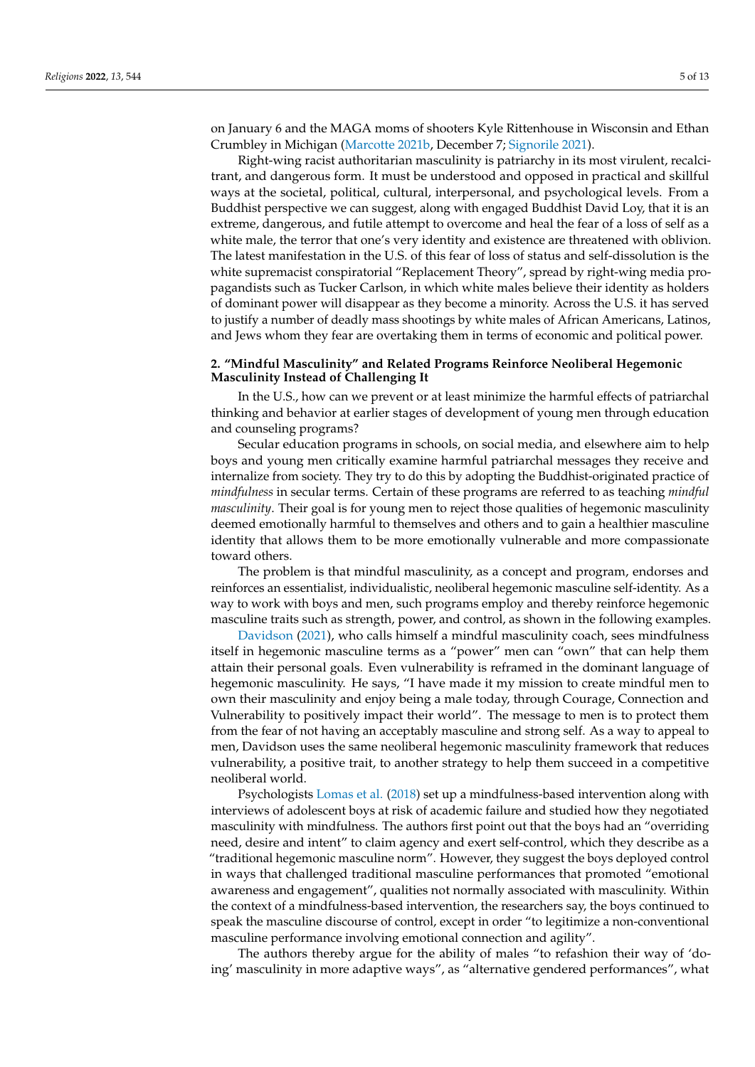on January 6 and the MAGA moms of shooters Kyle Rittenhouse in Wisconsin and Ethan Crumbley in Michigan (Marcotte 2021b, December 7; Signorile 2021).

Right-wing racist authoritarian masculinity is patriarchy in its most virulent, recalcitrant, and dangerous form. It must be understood and opposed in practical and skillful ways at the societal, political, cultural, interpersonal, and psychological levels. From a Buddhist perspective we can suggest, along with engaged Buddhist David Loy, that it is an extreme, dangerous, and futile attempt to overcome and heal the fear of a loss of self as a white male, the terror that one's very identity and existence are threatened with oblivion. The latest manifestation in the U.S. of this fear of loss of status and self-dissolution is the white supremacist conspiratorial "Replacement Theory", spread by right-wing media propagandists such as Tucker Carlson, in which white males believe their identity as holders of dominant power will disappear as they become a minority. Across the U.S. it has served to justify a number of deadly mass shootings by white males of African Americans, Latinos, and Jews whom they fear are overtaking them in terms of economic and political power.

## 2. "Mindful Masculinity" and Related Programs Reinforce Neoliberal Hegemonic Masculinity Instead of Challenging It

In the U.S., how can we prevent or at least minimize the harmful effects of patriarchal thinking and behavior at earlier stages of development of young men through education and counseling programs?

Secular education programs in schools, on social media, and elsewhere aim to help boys and young men critically examine harmful patriarchal messages they receive and internalize from society. They try to do this by adopting the Buddhist-originated practice of *mindfulness* in secular terms. Certain of these programs are referred to as teaching *mindful masculinity*. Their goal is for young men to reject those qualities of hegemonic masculinity deemed emotionally harmful to themselves and others and to gain a healthier masculine identity that allows them to be more emotionally vulnerable and more compassionate toward others.

The problem is that mindful masculinity, as a concept and program, endorses and reinforces an essentialist, individualistic, neoliberal hegemonic masculine self-identity. As a way to work with boys and men, such programs employ and thereby reinforce hegemonic masculine traits such as strength, power, and control, as shown in the following examples.

Davidson (2021), who calls himself a mindful masculinity coach, sees mindfulness itself in hegemonic masculine terms as a "power" men can "own" that can help them attain their personal goals. Even vulnerability is reframed in the dominant language of hegemonic masculinity. He says, "I have made it my mission to create mindful men to own their masculinity and enjoy being a male today, through Courage, Connection and Vulnerability to positively impact their world". The message to men is to protect them from the fear of not having an acceptably masculine and strong self. As a way to appeal to men, Davidson uses the same neoliberal hegemonic masculinity framework that reduces vulnerability, a positive trait, to another strategy to help them succeed in a competitive neoliberal world.

Psychologists Lomas et al. (2018) set up a mindfulness-based intervention along with interviews of adolescent boys at risk of academic failure and studied how they negotiated masculinity with mindfulness. The authors first point out that the boys had an "overriding need, desire and intent" to claim agency and exert self-control, which they describe as a "traditional hegemonic masculine norm". However, they suggest the boys deployed control in ways that challenged traditional masculine performances that promoted "emotional awareness and engagement", qualities not normally associated with masculinity. Within the context of a mindfulness-based intervention, the researchers say, the boys continued to speak the masculine discourse of control, except in order "to legitimize a non-conventional masculine performance involving emotional connection and agility".

The authors thereby argue for the ability of males "to refashion their way of 'doing' masculinity in more adaptive ways", as "alternative gendered performances", what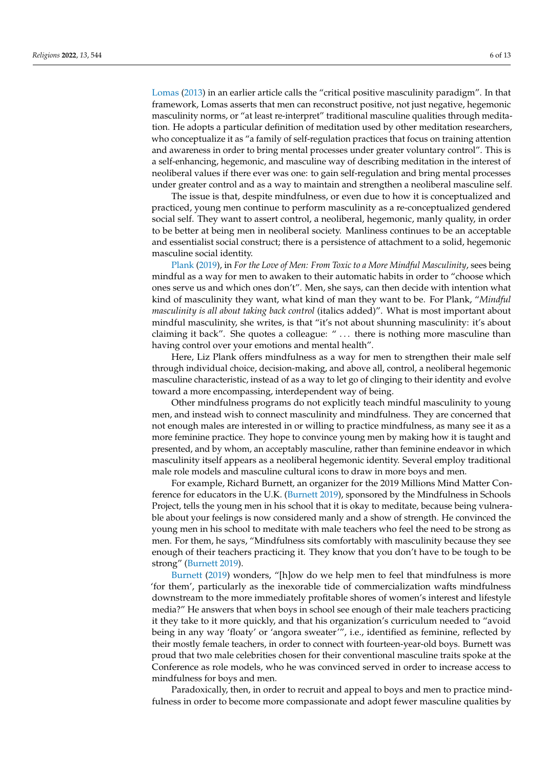Lomas (2013) in an earlier article calls the "critical positive masculinity paradigm". In that framework, Lomas asserts that men can reconstruct positive, not just negative, hegemonic masculinity norms, or "at least re-interpret" traditional masculine qualities through meditation. He adopts a particular definition of meditation used by other meditation researchers, who conceptualize it as "a family of self-regulation practices that focus on training attention and awareness in order to bring mental processes under greater voluntary control". This is a self-enhancing, hegemonic, and masculine way of describing meditation in the interest of neoliberal values if there ever was one: to gain self-regulation and bring mental processes under greater control and as a way to maintain and strengthen a neoliberal masculine self.

The issue is that, despite mindfulness, or even due to how it is conceptualized and practiced, young men continue to perform masculinity as a re-conceptualized gendered social self. They want to assert control, a neoliberal, hegemonic, manly quality, in order to be better at being men in neoliberal society. Manliness continues to be an acceptable and essentialist social construct; there is a persistence of attachment to a solid, hegemonic masculine social identity.

Plank (2019), in *For the Love of Men: From Toxic to a More Mindful Masculinity*, sees being mindful as a way for men to awaken to their automatic habits in order to "choose which ones serve us and which ones don't". Men, she says, can then decide with intention what kind of masculinity they want, what kind of man they want to be. For Plank, "*Mindful masculinity is all about taking back control* (italics added)". What is most important about mindful masculinity, she writes, is that "it's not about shunning masculinity: it's about claiming it back". She quotes a colleague: " ... there is nothing more masculine than having control over your emotions and mental health".

Here, Liz Plank offers mindfulness as a way for men to strengthen their male self through individual choice, decision-making, and above all, control, a neoliberal hegemonic masculine characteristic, instead of as a way to let go of clinging to their identity and evolve toward a more encompassing, interdependent way of being.

Other mindfulness programs do not explicitly teach mindful masculinity to young men, and instead wish to connect masculinity and mindfulness. They are concerned that not enough males are interested in or willing to practice mindfulness, as many see it as a more feminine practice. They hope to convince young men by making how it is taught and presented, and by whom, an acceptably masculine, rather than feminine endeavor in which masculinity itself appears as a neoliberal hegemonic identity. Several employ traditional male role models and masculine cultural icons to draw in more boys and men.

For example, Richard Burnett, an organizer for the 2019 Millions Mind Matter Conference for educators in the U.K. (Burnett 2019), sponsored by the Mindfulness in Schools Project, tells the young men in his school that it is okay to meditate, because being vulnerable about your feelings is now considered manly and a show of strength. He convinced the young men in his school to meditate with male teachers who feel the need to be strong as men. For them, he says, "Mindfulness sits comfortably with masculinity because they see enough of their teachers practicing it. They know that you don't have to be tough to be strong" (Burnett 2019).

Burnett (2019) wonders, "[h]ow do we help men to feel that mindfulness is more 'for them', particularly as the inexorable tide of commercialization wafts mindfulness downstream to the more immediately profitable shores of women's interest and lifestyle media?" He answers that when boys in school see enough of their male teachers practicing it they take to it more quickly, and that his organization's curriculum needed to "avoid being in any way 'floaty' or 'angora sweater'", i.e., identified as feminine, reflected by their mostly female teachers, in order to connect with fourteen-year-old boys. Burnett was proud that two male celebrities chosen for their conventional masculine traits spoke at the Conference as role models, who he was convinced served in order to increase access to mindfulness for boys and men.

Paradoxically, then, in order to recruit and appeal to boys and men to practice mindfulness in order to become more compassionate and adopt fewer masculine qualities by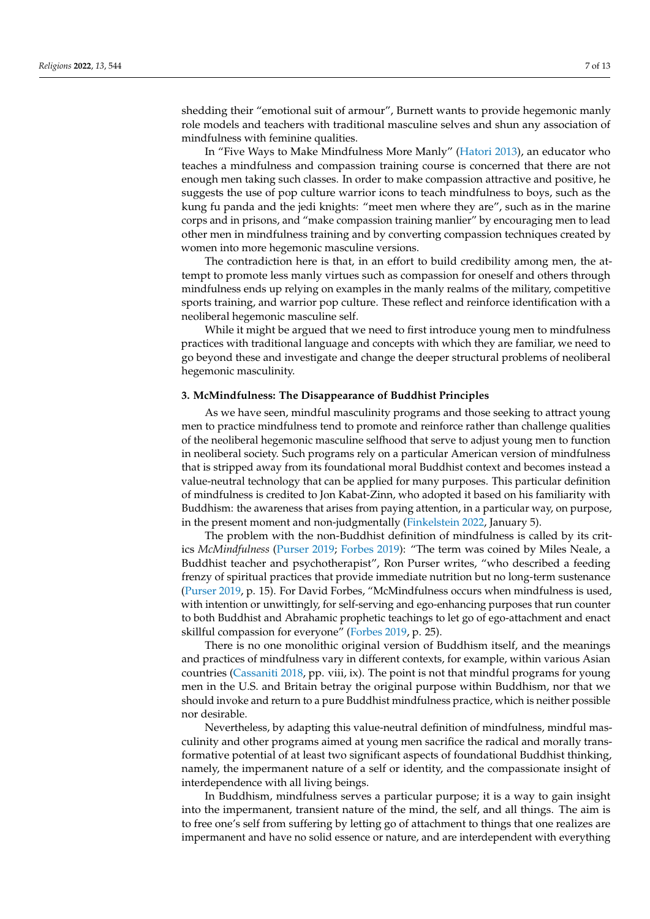shedding their "emotional suit of armour", Burnett wants to provide hegemonic manly role models and teachers with traditional masculine selves and shun any association of mindfulness with feminine qualities.

In "Five Ways to Make Mindfulness More Manly" (Hatori 2013), an educator who teaches a mindfulness and compassion training course is concerned that there are not enough men taking such classes. In order to make compassion attractive and positive, he suggests the use of pop culture warrior icons to teach mindfulness to boys, such as the kung fu panda and the jedi knights: "meet men where they are", such as in the marine corps and in prisons, and "make compassion training manlier" by encouraging men to lead other men in mindfulness training and by converting compassion techniques created by women into more hegemonic masculine versions.

The contradiction here is that, in an effort to build credibility among men, the attempt to promote less manly virtues such as compassion for oneself and others through mindfulness ends up relying on examples in the manly realms of the military, competitive sports training, and warrior pop culture. These reflect and reinforce identification with a neoliberal hegemonic masculine self.

While it might be argued that we need to first introduce young men to mindfulness practices with traditional language and concepts with which they are familiar, we need to go beyond these and investigate and change the deeper structural problems of neoliberal hegemonic masculinity.

## 3. McMindfulness: The Disappearance of Buddhist Principles

As we have seen, mindful masculinity programs and those seeking to attract young men to practice mindfulness tend to promote and reinforce rather than challenge qualities of the neoliberal hegemonic masculine selfhood that serve to adjust young men to function in neoliberal society. Such programs rely on a particular American version of mindfulness that is stripped away from its foundational moral Buddhist context and becomes instead a value-neutral technology that can be applied for many purposes. This particular definition of mindfulness is credited to Jon Kabat-Zinn, who adopted it based on his familiarity with Buddhism: the awareness that arises from paying attention, in a particular way, on purpose, in the present moment and non-judgmentally (Finkelstein 2022, January 5).

The problem with the non-Buddhist definition of mindfulness is called by its critics *McMindfulness* (Purser 2019; Forbes 2019): "The term was coined by Miles Neale, a Buddhist teacher and psychotherapist", Ron Purser writes, "who described a feeding frenzy of spiritual practices that provide immediate nutrition but no long-term sustenance (Purser 2019, p. 15). For David Forbes, "McMindfulness occurs when mindfulness is used, with intention or unwittingly, for self-serving and ego-enhancing purposes that run counter to both Buddhist and Abrahamic prophetic teachings to let go of ego-attachment and enact skillful compassion for everyone" (Forbes 2019, p. 25).

There is no one monolithic original version of Buddhism itself, and the meanings and practices of mindfulness vary in different contexts, for example, within various Asian countries (Cassaniti 2018, pp. viii, ix). The point is not that mindful programs for young men in the U.S. and Britain betray the original purpose within Buddhism, nor that we should invoke and return to a pure Buddhist mindfulness practice, which is neither possible nor desirable.

Nevertheless, by adapting this value-neutral definition of mindfulness, mindful masculinity and other programs aimed at young men sacrifice the radical and morally transformative potential of at least two significant aspects of foundational Buddhist thinking, namely, the impermanent nature of a self or identity, and the compassionate insight of interdependence with all living beings.

In Buddhism, mindfulness serves a particular purpose; it is a way to gain insight into the impermanent, transient nature of the mind, the self, and all things. The aim is to free one's self from suffering by letting go of attachment to things that one realizes are impermanent and have no solid essence or nature, and are interdependent with everything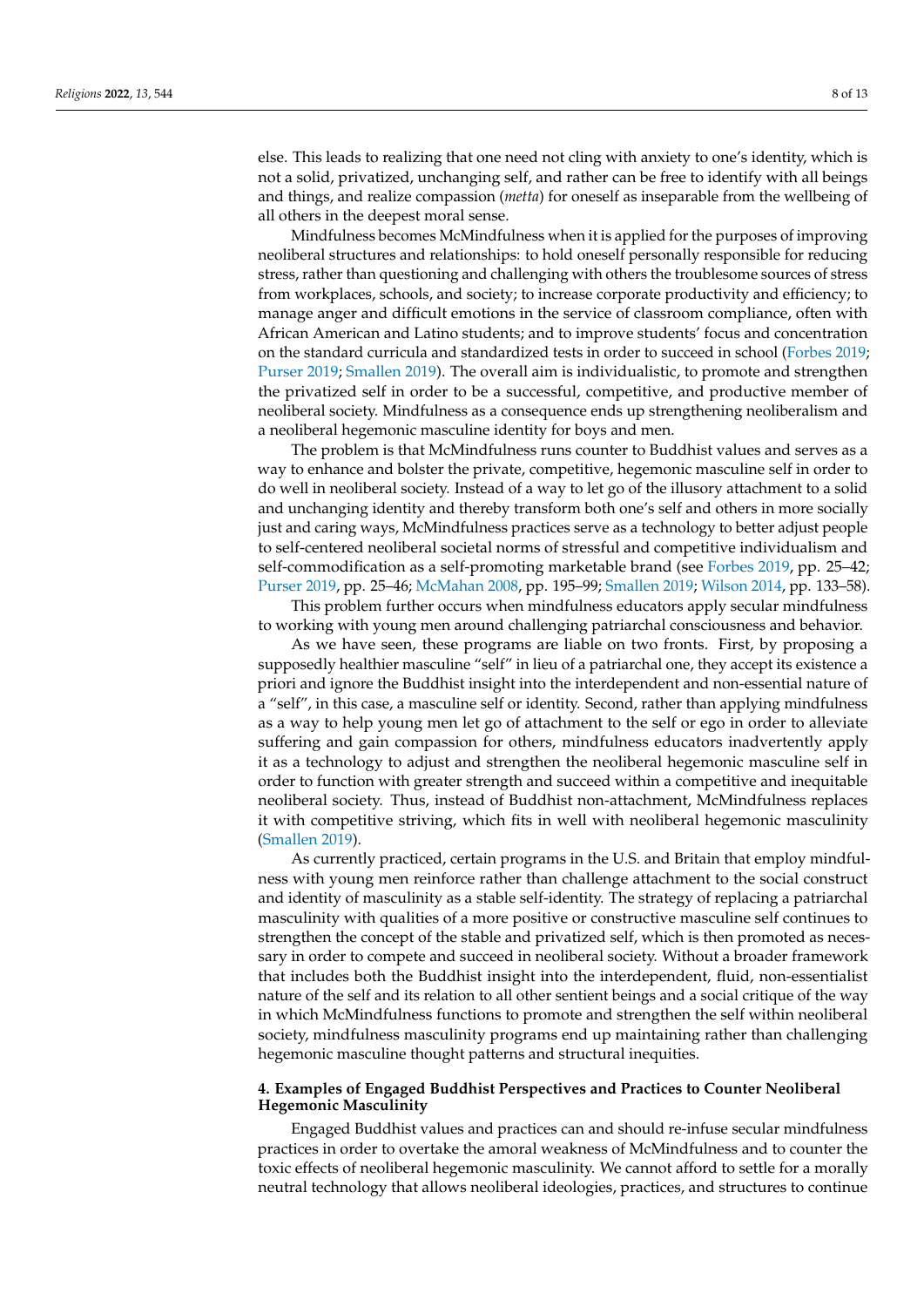else. This leads to realizing that one need not cling with anxiety to one's identity, which is not a solid, privatized, unchanging self, and rather can be free to identify with all beings and things, and realize compassion (*metta*) for oneself as inseparable from the wellbeing of all others in the deepest moral sense.

Mindfulness becomes McMindfulness when it is applied for the purposes of improving neoliberal structures and relationships: to hold oneself personally responsible for reducing stress, rather than questioning and challenging with others the troublesome sources of stress from workplaces, schools, and society; to increase corporate productivity and efficiency; to manage anger and difficult emotions in the service of classroom compliance, often with African American and Latino students; and to improve students' focus and concentration on the standard curricula and standardized tests in order to succeed in school (Forbes 2019; Purser 2019; Smallen 2019). The overall aim is individualistic, to promote and strengthen the privatized self in order to be a successful, competitive, and productive member of neoliberal society. Mindfulness as a consequence ends up strengthening neoliberalism and a neoliberal hegemonic masculine identity for boys and men.

The problem is that McMindfulness runs counter to Buddhist values and serves as a way to enhance and bolster the private, competitive, hegemonic masculine self in order to do well in neoliberal society. Instead of a way to let go of the illusory attachment to a solid and unchanging identity and thereby transform both one's self and others in more socially just and caring ways, McMindfulness practices serve as a technology to better adjust people to self-centered neoliberal societal norms of stressful and competitive individualism and self-commodification as a self-promoting marketable brand (see Forbes 2019, pp. 25–42; Purser 2019, pp. 25–46; McMahan 2008, pp. 195–99; Smallen 2019; Wilson 2014, pp. 133–58).

This problem further occurs when mindfulness educators apply secular mindfulness to working with young men around challenging patriarchal consciousness and behavior.

As we have seen, these programs are liable on two fronts. First, by proposing a supposedly healthier masculine "self" in lieu of a patriarchal one, they accept its existence a priori and ignore the Buddhist insight into the interdependent and non-essential nature of a "self", in this case, a masculine self or identity. Second, rather than applying mindfulness as a way to help young men let go of attachment to the self or ego in order to alleviate suffering and gain compassion for others, mindfulness educators inadvertently apply it as a technology to adjust and strengthen the neoliberal hegemonic masculine self in order to function with greater strength and succeed within a competitive and inequitable neoliberal society. Thus, instead of Buddhist non-attachment, McMindfulness replaces it with competitive striving, which fits in well with neoliberal hegemonic masculinity (Smallen 2019).

As currently practiced, certain programs in the U.S. and Britain that employ mindfulness with young men reinforce rather than challenge attachment to the social construct and identity of masculinity as a stable self-identity. The strategy of replacing a patriarchal masculinity with qualities of a more positive or constructive masculine self continues to strengthen the concept of the stable and privatized self, which is then promoted as necessary in order to compete and succeed in neoliberal society. Without a broader framework that includes both the Buddhist insight into the interdependent, fluid, non-essentialist nature of the self and its relation to all other sentient beings and a social critique of the way in which McMindfulness functions to promote and strengthen the self within neoliberal society, mindfulness masculinity programs end up maintaining rather than challenging hegemonic masculine thought patterns and structural inequities.

## 4. Examples of Engaged Buddhist Perspectives and Practices to Counter Neoliberal Hegemonic Masculinity

Engaged Buddhist values and practices can and should re-infuse secular mindfulness practices in order to overtake the amoral weakness of McMindfulness and to counter the toxic effects of neoliberal hegemonic masculinity. We cannot afford to settle for a morally neutral technology that allows neoliberal ideologies, practices, and structures to continue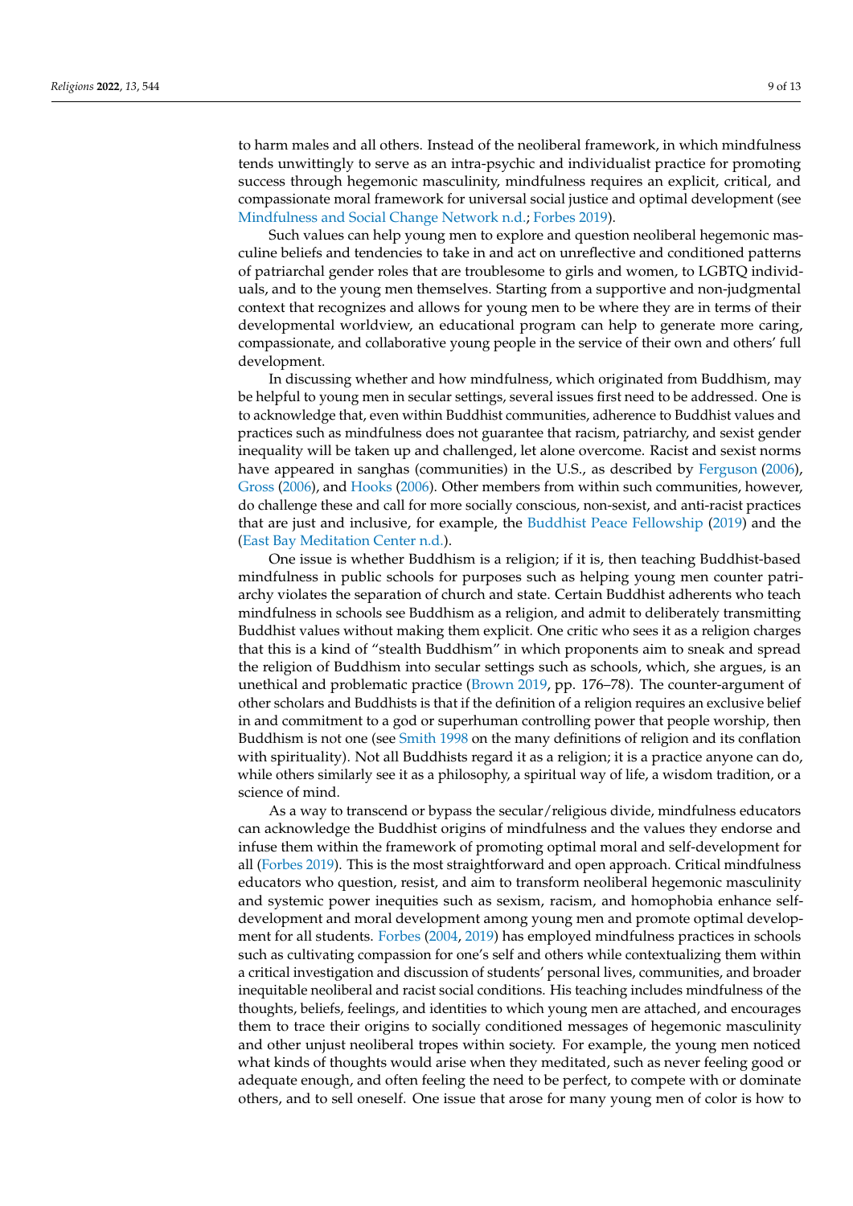to harm males and all others. Instead of the neoliberal framework, in which mindfulness tends unwittingly to serve as an intra-psychic and individualist practice for promoting success through hegemonic masculinity, mindfulness requires an explicit, critical, and compassionate moral framework for universal social justice and optimal development (see Mindfulness and Social Change Network n.d.; Forbes 2019).

Such values can help young men to explore and question neoliberal hegemonic masculine beliefs and tendencies to take in and act on unreflective and conditioned patterns of patriarchal gender roles that are troublesome to girls and women, to LGBTQ individuals, and to the young men themselves. Starting from a supportive and non-judgmental context that recognizes and allows for young men to be where they are in terms of their developmental worldview, an educational program can help to generate more caring, compassionate, and collaborative young people in the service of their own and others' full development.

In discussing whether and how mindfulness, which originated from Buddhism, may be helpful to young men in secular settings, several issues first need to be addressed. One is to acknowledge that, even within Buddhist communities, adherence to Buddhist values and practices such as mindfulness does not guarantee that racism, patriarchy, and sexist gender inequality will be taken up and challenged, let alone overcome. Racist and sexist norms have appeared in sanghas (communities) in the U.S., as described by Ferguson (2006), Gross (2006), and Hooks (2006). Other members from within such communities, however, do challenge these and call for more socially conscious, non-sexist, and anti-racist practices that are just and inclusive, for example, the Buddhist Peace Fellowship (2019) and the (East Bay Meditation Center n.d.).

One issue is whether Buddhism is a religion; if it is, then teaching Buddhist-based mindfulness in public schools for purposes such as helping young men counter patriarchy violates the separation of church and state. Certain Buddhist adherents who teach mindfulness in schools see Buddhism as a religion, and admit to deliberately transmitting Buddhist values without making them explicit. One critic who sees it as a religion charges that this is a kind of "stealth Buddhism" in which proponents aim to sneak and spread the religion of Buddhism into secular settings such as schools, which, she argues, is an unethical and problematic practice (Brown 2019, pp. 176–78). The counter-argument of other scholars and Buddhists is that if the definition of a religion requires an exclusive belief in and commitment to a god or superhuman controlling power that people worship, then Buddhism is not one (see Smith 1998 on the many definitions of religion and its conflation with spirituality). Not all Buddhists regard it as a religion; it is a practice anyone can do, while others similarly see it as a philosophy, a spiritual way of life, a wisdom tradition, or a science of mind.

As a way to transcend or bypass the secular/religious divide, mindfulness educators can acknowledge the Buddhist origins of mindfulness and the values they endorse and infuse them within the framework of promoting optimal moral and self-development for all (Forbes 2019). This is the most straightforward and open approach. Critical mindfulness educators who question, resist, and aim to transform neoliberal hegemonic masculinity and systemic power inequities such as sexism, racism, and homophobia enhance self-development and moral development among young men and promote optimal development for all students. Forbes (2004, 2019) has employed mindfulness practices in schools such as cultivating compassion for one's self and others while contextualizing them within a critical investigation and discussion of students' personal lives, communities, and broader inequitable neoliberal and racist social conditions. His teaching includes mindfulness of the thoughts, beliefs, feelings, and identities to which young men are attached, and encourages them to trace their origins to socially conditioned messages of hegemonic masculinity and other unjust neoliberal tropes within society. For example, the young men noticed what kinds of thoughts would arise when they meditated, such as never feeling good or adequate enough, and often feeling the need to be perfect, to compete with or dominate others, and to sell oneself. One issue that arose for many young men of color is how to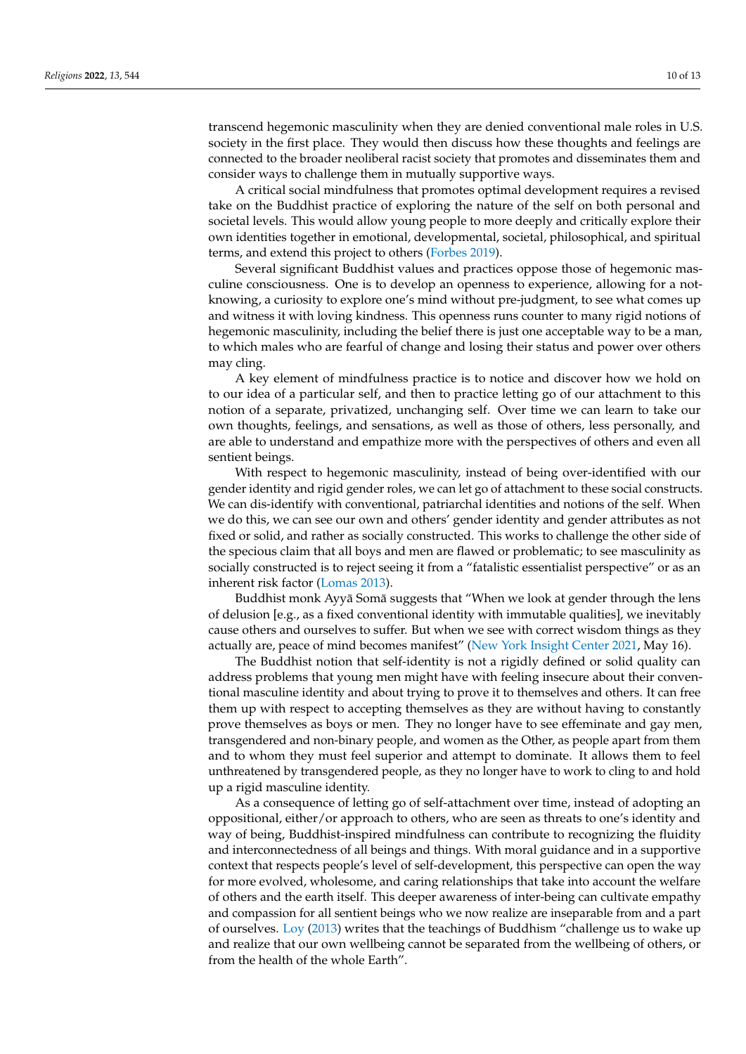transcend hegemonic masculinity when they are denied conventional male roles in U.S. society in the first place. They would then discuss how these thoughts and feelings are connected to the broader neoliberal racist society that promotes and disseminates them and consider ways to challenge them in mutually supportive ways.

A critical social mindfulness that promotes optimal development requires a revised take on the Buddhist practice of exploring the nature of the self on both personal and societal levels. This would allow young people to more deeply and critically explore their own identities together in emotional, developmental, societal, philosophical, and spiritual terms, and extend this project to others (Forbes 2019).

Several significant Buddhist values and practices oppose those of hegemonic masculine consciousness. One is to develop an openness to experience, allowing for a not-knowing, a curiosity to explore one's mind without pre-judgment, to see what comes up and witness it with loving kindness. This openness runs counter to many rigid notions of hegemonic masculinity, including the belief there is just one acceptable way to be a man, to which males who are fearful of change and losing their status and power over others may cling.

A key element of mindfulness practice is to notice and discover how we hold on to our idea of a particular self, and then to practice letting go of our attachment to this notion of a separate, privatized, unchanging self. Over time we can learn to take our own thoughts, feelings, and sensations, as well as those of others, less personally, and are able to understand and empathize more with the perspectives of others and even all sentient beings.

With respect to hegemonic masculinity, instead of being over-identified with our gender identity and rigid gender roles, we can let go of attachment to these social constructs. We can dis-identify with conventional, patriarchal identities and notions of the self. When we do this, we can see our own and others' gender identity and gender attributes as not fixed or solid, and rather as socially constructed. This works to challenge the other side of the specious claim that all boys and men are flawed or problematic; to see masculinity as socially constructed is to reject seeing it from a "fatalistic essentialist perspective" or as an inherent risk factor (Lomas 2013).

Buddhist monk Ayyā Somā suggests that "When we look at gender through the lens of delusion [e.g., as a fixed conventional identity with immutable qualities], we inevitably cause others and ourselves to suffer. But when we see with correct wisdom things as they actually are, peace of mind becomes manifest" (New York Insight Center 2021, May 16).

The Buddhist notion that self-identity is not a rigidly defined or solid quality can address problems that young men might have with feeling insecure about their conventional masculine identity and about trying to prove it to themselves and others. It can free them up with respect to accepting themselves as they are without having to constantly prove themselves as boys or men. They no longer have to see effeminate and gay men, transgendered and non-binary people, and women as the Other, as people apart from them and to whom they must feel superior and attempt to dominate. It allows them to feel unthreatened by transgendered people, as they no longer have to work to cling to and hold up a rigid masculine identity.

As a consequence of letting go of self-attachment over time, instead of adopting an oppositional, either/or approach to others, who are seen as threats to one's identity and way of being, Buddhist-inspired mindfulness can contribute to recognizing the fluidity and interconnectedness of all beings and things. With moral guidance and in a supportive context that respects people's level of self-development, this perspective can open the way for more evolved, wholesome, and caring relationships that take into account the welfare of others and the earth itself. This deeper awareness of inter-being can cultivate empathy and compassion for all sentient beings who we now realize are inseparable from and a part of ourselves. Loy (2013) writes that the teachings of Buddhism "challenge us to wake up and realize that our own wellbeing cannot be separated from the wellbeing of others, or from the health of the whole Earth".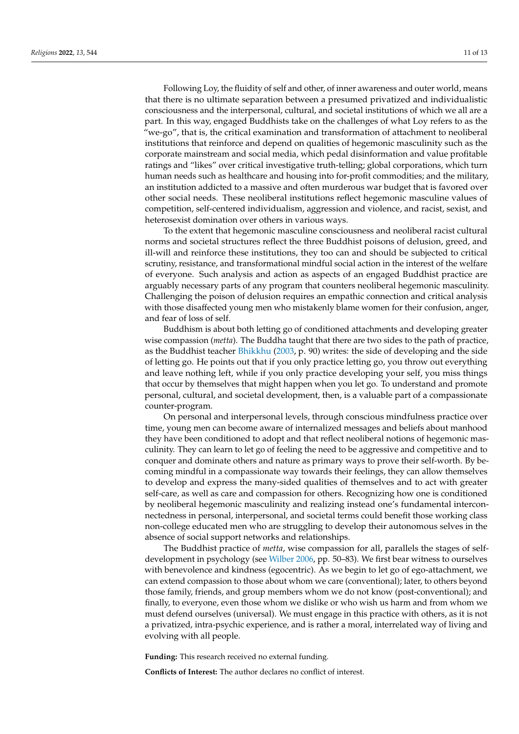Following Loy, the fluidity of self and other, of inner awareness and outer world, means that there is no ultimate separation between a presumed privatized and individualistic consciousness and the interpersonal, cultural, and societal institutions of which we all are a part. In this way, engaged Buddhists take on the challenges of what Loy refers to as the "we-go", that is, the critical examination and transformation of attachment to neoliberal institutions that reinforce and depend on qualities of hegemonic masculinity such as the corporate mainstream and social media, which pedal disinformation and value profitable ratings and "likes" over critical investigative truth-telling; global corporations, which turn human needs such as healthcare and housing into for-profit commodities; and the military, an institution addicted to a massive and often murderous war budget that is favored over other social needs. These neoliberal institutions reflect hegemonic masculine values of competition, self-centered individualism, aggression and violence, and racist, sexist, and heterosexist domination over others in various ways.

To the extent that hegemonic masculine consciousness and neoliberal racist cultural norms and societal structures reflect the three Buddhist poisons of delusion, greed, and ill-will and reinforce these institutions, they too can and should be subjected to critical scrutiny, resistance, and transformational mindful social action in the interest of the welfare of everyone. Such analysis and action as aspects of an engaged Buddhist practice are arguably necessary parts of any program that counters neoliberal hegemonic masculinity. Challenging the poison of delusion requires an empathic connection and critical analysis with those disaffected young men who mistakenly blame women for their confusion, anger, and fear of loss of self.

Buddhism is about both letting go of conditioned attachments and developing greater wise compassion (*metta*). The Buddha taught that there are two sides to the path of practice, as the Buddhist teacher Bhikkhu (2003, p. 90) writes: the side of developing and the side of letting go. He points out that if you only practice letting go, you throw out everything and leave nothing left, while if you only practice developing your self, you miss things that occur by themselves that might happen when you let go. To understand and promote personal, cultural, and societal development, then, is a valuable part of a compassionate counter-program.

On personal and interpersonal levels, through conscious mindfulness practice over time, young men can become aware of internalized messages and beliefs about manhood they have been conditioned to adopt and that reflect neoliberal notions of hegemonic masculinity. They can learn to let go of feeling the need to be aggressive and competitive and to conquer and dominate others and nature as primary ways to prove their self-worth. By becoming mindful in a compassionate way towards their feelings, they can allow themselves to develop and express the many-sided qualities of themselves and to act with greater self-care, as well as care and compassion for others. Recognizing how one is conditioned by neoliberal hegemonic masculinity and realizing instead one's fundamental interconnectedness in personal, interpersonal, and societal terms could benefit those working class non-college educated men who are struggling to develop their autonomous selves in the absence of social support networks and relationships.

The Buddhist practice of *metta*, wise compassion for all, parallels the stages of self-development in psychology (see Wilber 2006, pp. 50–83). We first bear witness to ourselves with benevolence and kindness (egocentric). As we begin to let go of ego-attachment, we can extend compassion to those about whom we care (conventional); later, to others beyond those family, friends, and group members whom we do not know (post-conventional); and finally, to everyone, even those whom we dislike or who wish us harm and from whom we must defend ourselves (universal). We must engage in this practice with others, as it is not a privatized, intra-psychic experience, and is rather a moral, interrelated way of living and evolving with all people.

**Funding:** This research received no external funding.

**Conflicts of Interest:** The author declares no conflict of interest.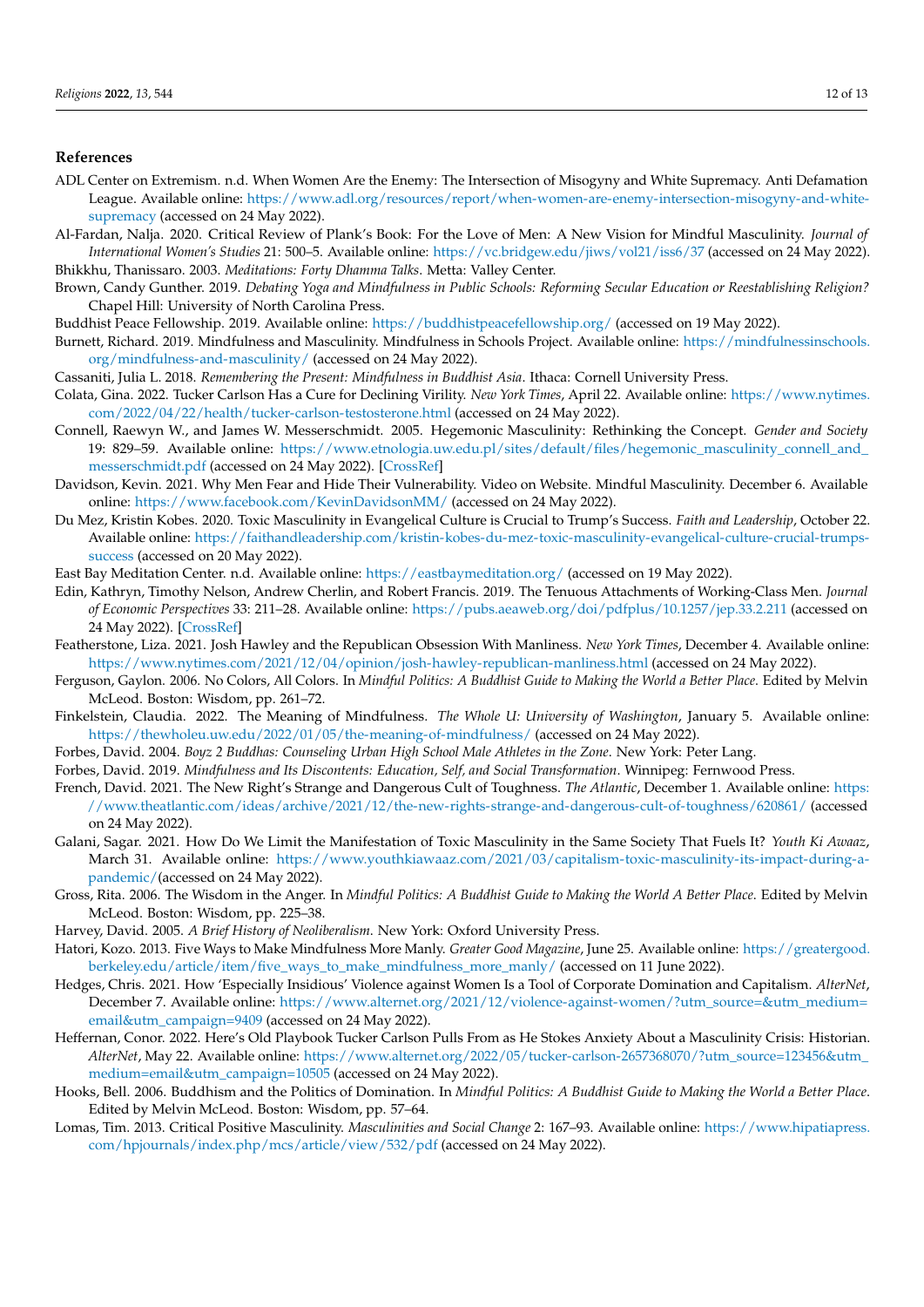## References

ADL Center on Extremism. n.d. When Women Are the Enemy: The Intersection of Misogyny and White Supremacy. Anti Defamation League. Available online: https://www.adl.org/resources/report/when-women-are-enemy-intersection-misogyny-and-white-supremacy (accessed on 24 May 2022).

Al-Fardan, Nalja. 2020. Critical Review of Plank's Book: For the Love of Men: A New Vision for Mindful Masculinity. *Journal of International Women's Studies* 21: 500–5. Available online: https://vc.bridgew.edu/jiws/vol21/iss6/37 (accessed on 24 May 2022).

Bhikkhu, Thanissaro. 2003. *Meditations: Forty Dhamma Talks*. Metta: Valley Center.

Brown, Candy Gunther. 2019. *Debating Yoga and Mindfulness in Public Schools: Reforming Secular Education or Reestablishing Religion?* Chapel Hill: University of North Carolina Press.

Buddhist Peace Fellowship. 2019. Available online: https://buddhistpeacefellowship.org/ (accessed on 19 May 2022).

Burnett, Richard. 2019. Mindfulness and Masculinity. Mindfulness in Schools Project. Available online: https://mindfulnessinschools.org/mindfulness-and-masculinity/ (accessed on 24 May 2022).

Cassaniti, Julia L. 2018. *Remembering the Present: Mindfulness in Buddhist Asia*. Ithaca: Cornell University Press.

Colata, Gina. 2022. Tucker Carlson Has a Cure for Declining Virility. *New York Times*, April 22. Available online: https://www.nytimes.com/2022/04/22/health/tucker-carlson-testosterone.html (accessed on 24 May 2022).

Connell, Raewyn W., and James W. Messerschmidt. 2005. Hegemonic Masculinity: Rethinking the Concept. *Gender and Society* 19: 829–59. Available online: https://www.etnologia.uw.edu.pl/sites/default/files/hegemonic_masculinity_connell_and_messerschmidt.pdf (accessed on 24 May 2022). [CrossRef]

Davidson, Kevin. 2021. Why Men Fear and Hide Their Vulnerability. Video on Website. Mindful Masculinity. December 6. Available online: https://www.facebook.com/KevinDavidsonMM/ (accessed on 24 May 2022).

Du Mez, Kristin Kobes. 2020. Toxic Masculinity in Evangelical Culture is Crucial to Trump's Success. *Faith and Leadership*, October 22. Available online: https://faithandleadership.com/kristin-kobes-du-mez-toxic-masculinity-evangelical-culture-crucial-trumps-success (accessed on 20 May 2022).

East Bay Meditation Center. n.d. Available online: https://eastbaymeditation.org/ (accessed on 19 May 2022).

Edin, Kathryn, Timothy Nelson, Andrew Cherlin, and Robert Francis. 2019. The Tenuous Attachments of Working-Class Men. *Journal of Economic Perspectives* 33: 211–28. Available online: https://pubs.aeaweb.org/doi/pdfplus/10.1257/jep.33.2.211 (accessed on 24 May 2022). [CrossRef]

Featherstone, Liza. 2021. Josh Hawley and the Republican Obsession With Manliness. *New York Times*, December 4. Available online: https://www.nytimes.com/2021/12/04/opinion/josh-hawley-republican-manliness.html (accessed on 24 May 2022).

Ferguson, Gaylon. 2006. No Colors, All Colors. In *Mindful Politics: A Buddhist Guide to Making the World a Better Place*. Edited by Melvin McLeod. Boston: Wisdom, pp. 261–72.

Finkelstein, Claudia. 2022. The Meaning of Mindfulness. *The Whole U: University of Washington*, January 5. Available online: https://thewholeu.uw.edu/2022/01/05/the-meaning-of-mindfulness/ (accessed on 24 May 2022).

Forbes, David. 2004. *Boyz 2 Buddhas: Counseling Urban High School Male Athletes in the Zone*. New York: Peter Lang.

Forbes, David. 2019. *Mindfulness and Its Discontents: Education, Self, and Social Transformation*. Winnipeg: Fernwood Press.

French, David. 2021. The New Right's Strange and Dangerous Cult of Toughness. *The Atlantic*, December 1. Available online: https://www.theatlantic.com/ideas/archive/2021/12/the-new-rights-strange-and-dangerous-cult-of-toughness/620861/ (accessed on 24 May 2022).

Galani, Sagar. 2021. How Do We Limit the Manifestation of Toxic Masculinity in the Same Society That Fuels It? *Youth Ki Awaaz*, March 31. Available online: https://www.youthkiawaaz.com/2021/03/capitalism-toxic-masculinity-its-impact-during-a-pandemic/(accessed on 24 May 2022).

Gross, Rita. 2006. The Wisdom in the Anger. In *Mindful Politics: A Buddhist Guide to Making the World A Better Place*. Edited by Melvin McLeod. Boston: Wisdom, pp. 225–38.

Harvey, David. 2005. *A Brief History of Neoliberalism*. New York: Oxford University Press.

Hatori, Kozo. 2013. Five Ways to Make Mindfulness More Manly. *Greater Good Magazine*, June 25. Available online: https://greatergood.berkeley.edu/article/item/five_ways_to_make_mindfulness_more_manly/ (accessed on 11 June 2022).

Hedges, Chris. 2021. How 'Especially Insidious' Violence against Women Is a Tool of Corporate Domination and Capitalism. *AlterNet*, December 7. Available online: https://www.alternet.org/2021/12/violence-against-women/?utm_source=&utm_medium=email&utm_campaign=9409 (accessed on 24 May 2022).

Heffernan, Conor. 2022. Here's Old Playbook Tucker Carlson Pulls From as He Stokes Anxiety About a Masculinity Crisis: Historian. *AlterNet*, May 22. Available online: https://www.alternet.org/2022/05/tucker-carlson-2657368070/?utm_source=123456&utm_medium=email&utm_campaign=10505 (accessed on 24 May 2022).

Hooks, Bell. 2006. Buddhism and the Politics of Domination. In *Mindful Politics: A Buddhist Guide to Making the World a Better Place*. Edited by Melvin McLeod. Boston: Wisdom, pp. 57–64.

Lomas, Tim. 2013. Critical Positive Masculinity. *Masculinities and Social Change* 2: 167–93. Available online: https://www.hipatiapress.com/hpjournals/index.php/mcs/article/view/532/pdf (accessed on 24 May 2022).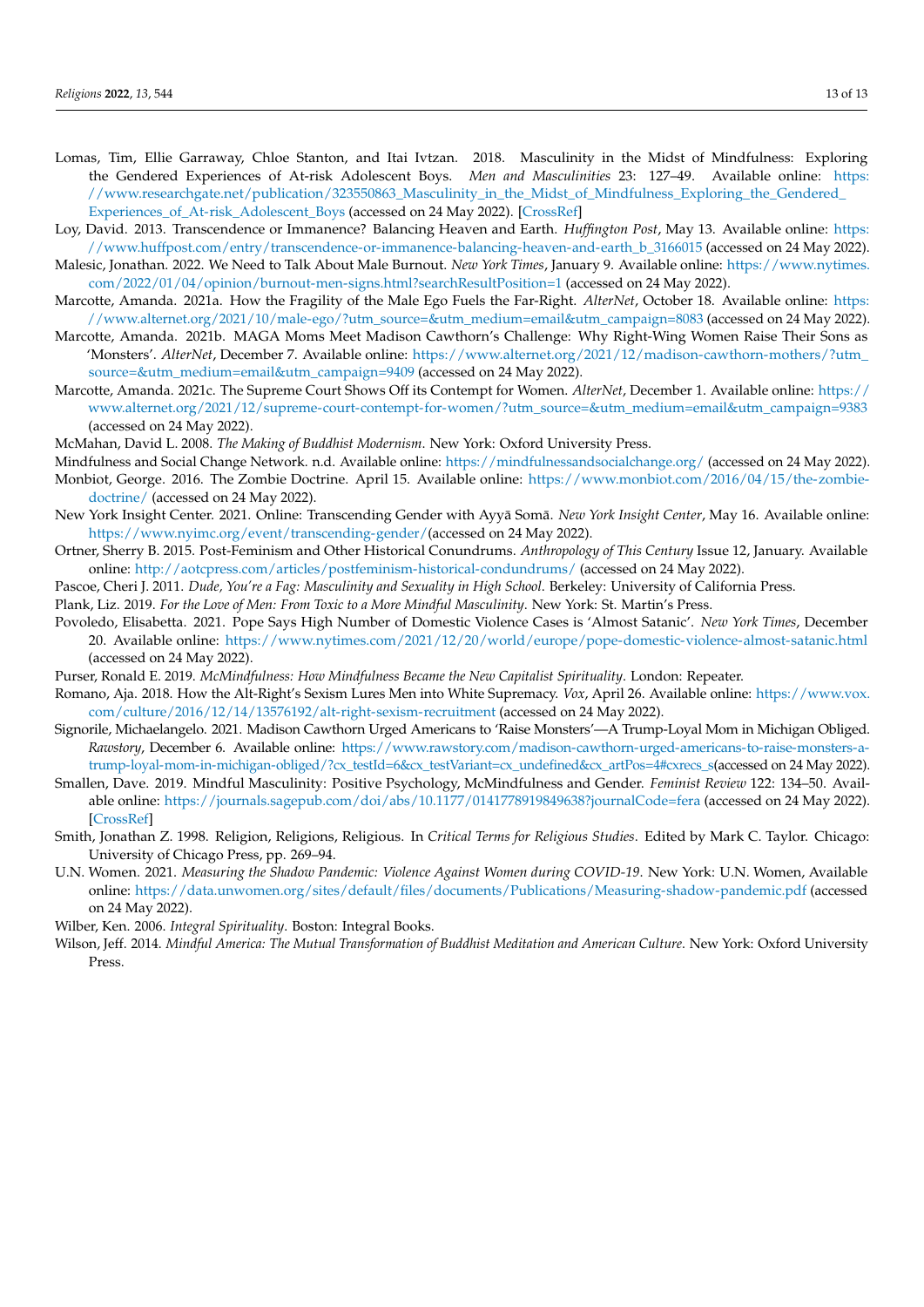Lomas, Tim, Ellie Garraway, Chloe Stanton, and Itai Ivtzan. 2018. Masculinity in the Midst of Mindfulness: Exploring the Gendered Experiences of At-risk Adolescent Boys. *Men and Masculinities* 23: 127–49. Available online: https://www.researchgate.net/publication/323550863_Masculinity_in_the_Midst_of_Mindfulness_Exploring_the_Gendered_Experiences_of_At-risk_Adolescent_Boys (accessed on 24 May 2022). [CrossRef]

Loy, David. 2013. Transcendence or Immanence? Balancing Heaven and Earth. *Huffington Post*, May 13. Available online: https://www.huffpost.com/entry/transcendence-or-immanence-balancing-heaven-and-earth_b_3166015 (accessed on 24 May 2022).

Malesic, Jonathan. 2022. We Need to Talk About Male Burnout. *New York Times*, January 9. Available online: https://www.nytimes.com/2022/01/04/opinion/burnout-men-signs.html?searchResultPosition=1 (accessed on 24 May 2022).

Marcotte, Amanda. 2021a. How the Fragility of the Male Ego Fuels the Far-Right. *AlterNet*, October 18. Available online: https://www.alternet.org/2021/10/male-ego/?utm_source=&utm_medium=email&utm_campaign=8083 (accessed on 24 May 2022).

Marcotte, Amanda. 2021b. MAGA Moms Meet Madison Cawthorn's Challenge: Why Right-Wing Women Raise Their Sons as 'Monsters'. *AlterNet*, December 7. Available online: https://www.alternet.org/2021/12/madison-cawthorn-mothers/?utm_source=&utm_medium=email&utm_campaign=9409 (accessed on 24 May 2022).

Marcotte, Amanda. 2021c. The Supreme Court Shows Off its Contempt for Women. *AlterNet*, December 1. Available online: https://www.alternet.org/2021/12/supreme-court-contempt-for-women/?utm_source=&utm_medium=email&utm_campaign=9383 (accessed on 24 May 2022).

McMahan, David L. 2008. *The Making of Buddhist Modernism*. New York: Oxford University Press.

Mindfulness and Social Change Network. n.d. Available online: https://mindfulnessandsocialchange.org/ (accessed on 24 May 2022).

Monbiot, George. 2016. The Zombie Doctrine. April 15. Available online: https://www.monbiot.com/2016/04/15/the-zombie-doctrine/ (accessed on 24 May 2022).

New York Insight Center. 2021. Online: Transcending Gender with Ayyā Somā. *New York Insight Center*, May 16. Available online: https://www.nyimc.org/event/transcending-gender/(accessed on 24 May 2022).

Ortner, Sherry B. 2015. Post-Feminism and Other Historical Conundrums. *Anthropology of This Century* Issue 12, January. Available online: http://aotcpress.com/articles/postfeminism-historical-condundrums/ (accessed on 24 May 2022).

Pascoe, Cheri J. 2011. *Dude, You're a Fag: Masculinity and Sexuality in High School*. Berkeley: University of California Press.

Plank, Liz. 2019. *For the Love of Men: From Toxic to a More Mindful Masculinity*. New York: St. Martin's Press.

Povoledo, Elisabetta. 2021. Pope Says High Number of Domestic Violence Cases is 'Almost Satanic'. *New York Times*, December 20. Available online: https://www.nytimes.com/2021/12/20/world/europe/pope-domestic-violence-almost-satanic.html (accessed on 24 May 2022).

Purser, Ronald E. 2019. *McMindfulness: How Mindfulness Became the New Capitalist Spirituality*. London: Repeater.

Romano, Aja. 2018. How the Alt-Right's Sexism Lures Men into White Supremacy. *Vox*, April 26. Available online: https://www.vox.com/culture/2016/12/14/13576192/alt-right-sexism-recruitment (accessed on 24 May 2022).

Signorile, Michaelangelo. 2021. Madison Cawthorn Urged Americans to 'Raise Monsters'—A Trump-Loyal Mom in Michigan Obliged. *Rawstory*, December 6. Available online: https://www.rawstory.com/madison-cawthorn-urged-americans-to-raise-monsters-a-trump-loyal-mom-in-michigan-obliged/?cx_testId=6&cx_testVariant=cx_undefined&cx_artPos=4#cxrecs_s(accessed on 24 May 2022).

Smallen, Dave. 2019. Mindful Masculinity: Positive Psychology, McMindfulness and Gender. *Feminist Review* 122: 134–50. Available online: https://journals.sagepub.com/doi/abs/10.1177/0141778919849638?journalCode=fera (accessed on 24 May 2022). [CrossRef]

Smith, Jonathan Z. 1998. Religion, Religions, Religious. In *Critical Terms for Religious Studies*. Edited by Mark C. Taylor. Chicago: University of Chicago Press, pp. 269–94.

U.N. Women. 2021. *Measuring the Shadow Pandemic: Violence Against Women during COVID-19*. New York: U.N. Women, Available online: https://data.unwomen.org/sites/default/files/documents/Publications/Measuring-shadow-pandemic.pdf (accessed on 24 May 2022).

Wilber, Ken. 2006. *Integral Spirituality*. Boston: Integral Books.

Wilson, Jeff. 2014. *Mindful America: The Mutual Transformation of Buddhist Meditation and American Culture*. New York: Oxford University Press.